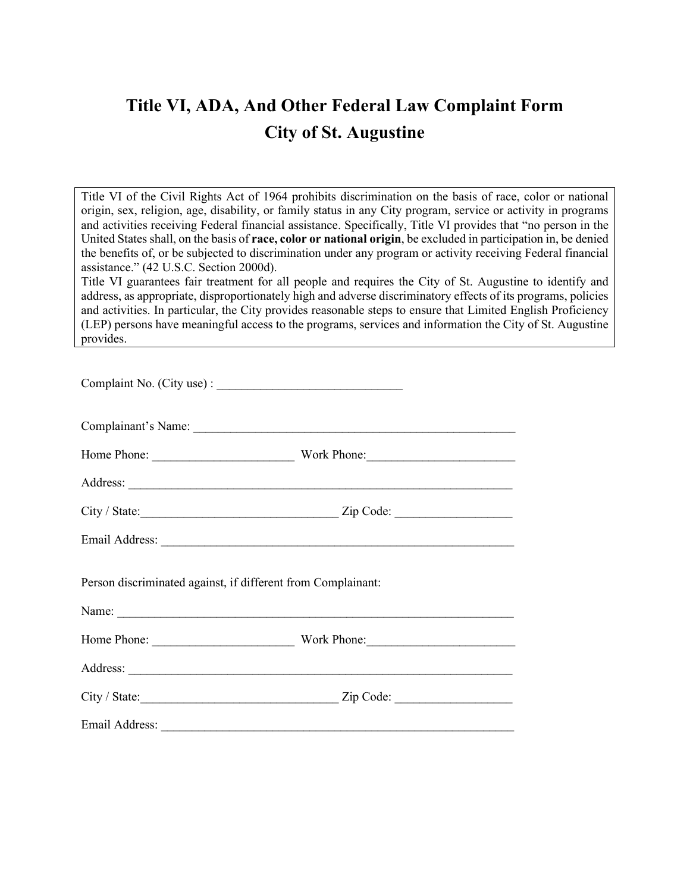# Title VI, ADA, And Other Federal Law Complaint Form
# City of St. Augustine

Title VI of the Civil Rights Act of 1964 prohibits discrimination on the basis of race, color or national origin, sex, religion, age, disability, or family status in any City program, service or activity in programs and activities receiving Federal financial assistance. Specifically, Title VI provides that "no person in the United States shall, on the basis of **race, color or national origin**, be excluded in participation in, be denied the benefits of, or be subjected to discrimination under any program or activity receiving Federal financial assistance." (42 U.S.C. Section 2000d).
Title VI guarantees fair treatment for all people and requires the City of St. Augustine to identify and address, as appropriate, disproportionately high and adverse discriminatory effects of its programs, policies and activities. In particular, the City provides reasonable steps to ensure that Limited English Proficiency (LEP) persons have meaningful access to the programs, services and information the City of St. Augustine provides.

Complaint No. (City use) : ______________________________

Complainant's Name: ______________________________________________________

Home Phone: ______________________ Work Phone:_______________________

Address: _______________________________________________________________

City / State:_______________________________ Zip Code: __________________

Email Address: _________________________________________________________

Person discriminated against, if different from Complainant:

Name: _________________________________________________________________

Home Phone: ______________________ Work Phone:_______________________

Address: _______________________________________________________________

City / State:_______________________________ Zip Code: __________________

Email Address: _________________________________________________________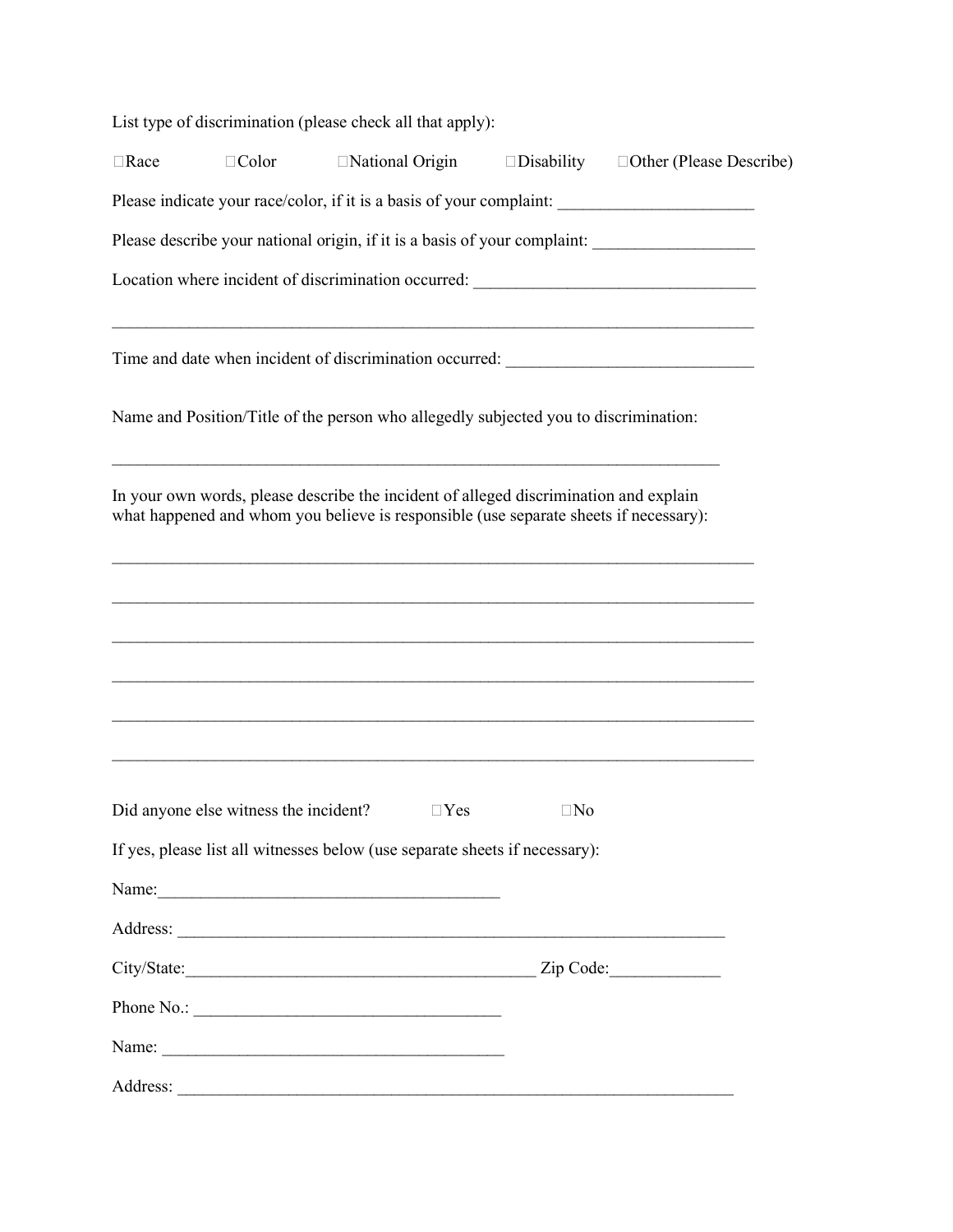List type of discrimination (please check all that apply):

☐Race ☐Color ☐National Origin ☐Disability ☐Other (Please Describe)

Please indicate your race/color, if it is a basis of your complaint: _______________________

Please describe your national origin, if it is a basis of your complaint: __________________

Location where incident of discrimination occurred: ________________________________

______________________________________________________________________________

Time and date when incident of discrimination occurred: _____________________________

Name and Position/Title of the person who allegedly subjected you to discrimination:

__________________________________________________________________________

In your own words, please describe the incident of alleged discrimination and explain what happened and whom you believe is responsible (use separate sheets if necessary):

______________________________________________________________________________

______________________________________________________________________________

______________________________________________________________________________

______________________________________________________________________________

______________________________________________________________________________

______________________________________________________________________________

Did anyone else witness the incident? ☐Yes ☐No

If yes, please list all witnesses below (use separate sheets if necessary):

Name:________________________________________

Address: __________________________________________________________________

City/State:__________________________________________ Zip Code:_____________

Phone No.: ___________________________________

Name: _________________________________________

Address: ___________________________________________________________________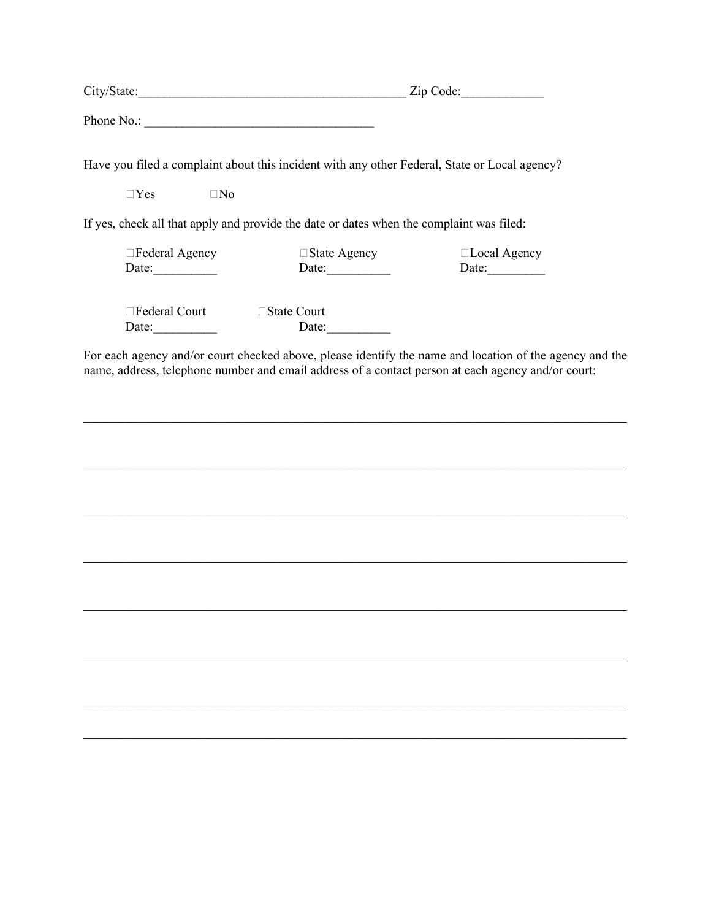City/State:___________________________________________ Zip Code:_____________

Phone No.: ____________________________________

Have you filed a complaint about this incident with any other Federal, State or Local agency?

☐Yes ☐No

If yes, check all that apply and provide the date or dates when the complaint was filed:

☐Federal Agency  
Date:__________

☐State Agency  
Date:__________

☐Local Agency  
Date:_________

☐Federal Court  
Date:__________

☐State Court  
Date:__________

For each agency and/or court checked above, please identify the name and location of the agency and the name, address, telephone number and email address of a contact person at each agency and/or court:

_____________________________________________________________________________________

_____________________________________________________________________________________

_____________________________________________________________________________________

_____________________________________________________________________________________

_____________________________________________________________________________________

_____________________________________________________________________________________

_____________________________________________________________________________________

_____________________________________________________________________________________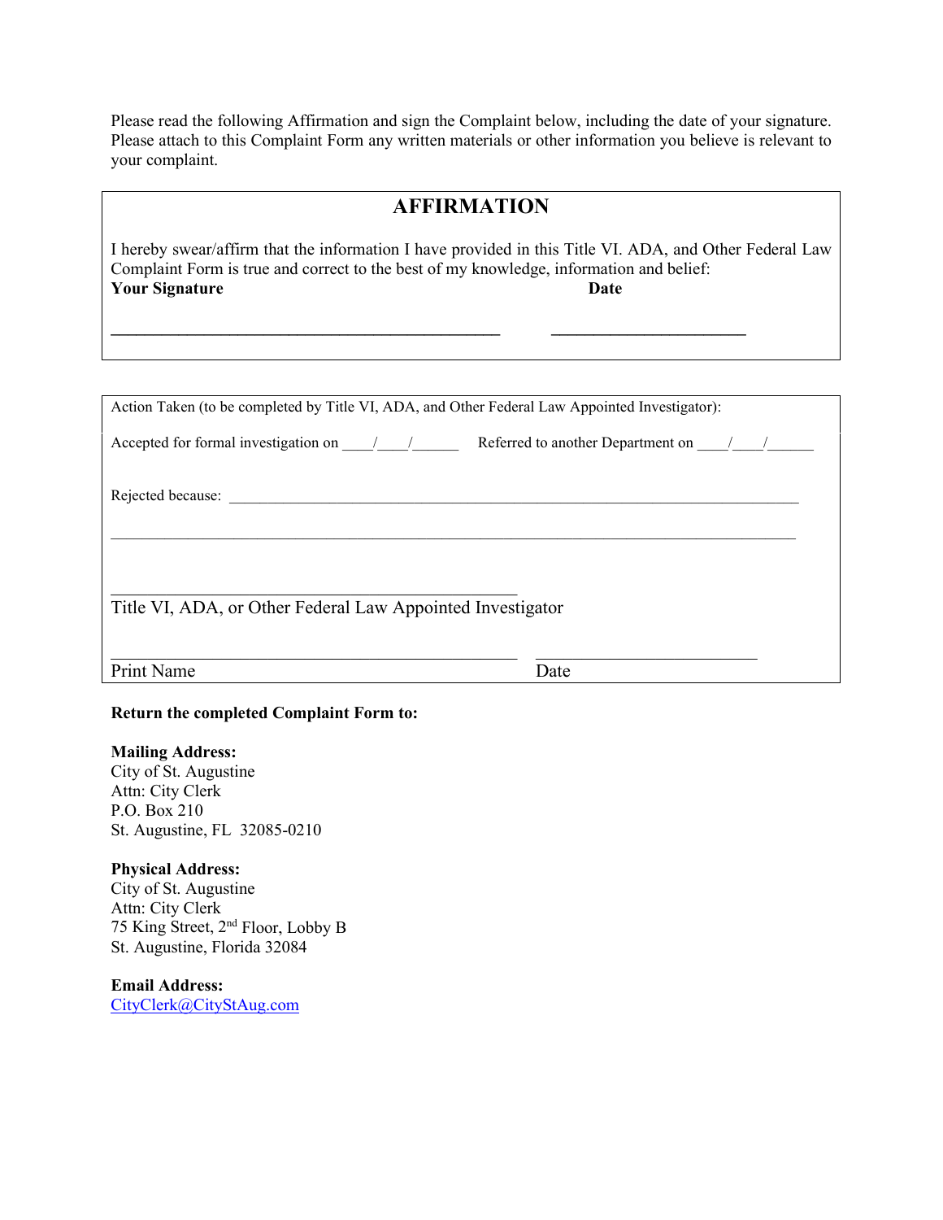Please read the following Affirmation and sign the Complaint below, including the date of your signature. Please attach to this Complaint Form any written materials or other information you believe is relevant to your complaint.

## AFFIRMATION

I hereby swear/affirm that the information I have provided in this Title VI. ADA, and Other Federal Law Complaint Form is true and correct to the best of my knowledge, information and belief:

**Your Signature** **Date**

_______________________________________________ _______________________

Action Taken (to be completed by Title VI, ADA, and Other Federal Law Appointed Investigator):

Accepted for formal investigation on ____/____/______ Referred to another Department on ____/____/______

Rejected because: ______________________________________________________________________________

_____________________________________________________________________________________________

_______________________________________________

Title VI, ADA, or Other Federal Law Appointed Investigator

_______________________________________________ _________________________

Print Name Date

**Return the completed Complaint Form to:**

**Mailing Address:**
City of St. Augustine
Attn: City Clerk
P.O. Box 210
St. Augustine, FL 32085-0210

**Physical Address:**
City of St. Augustine
Attn: City Clerk
75 King Street, 2nd Floor, Lobby B
St. Augustine, Florida 32084

**Email Address:**
CityClerk@CityStAug.com